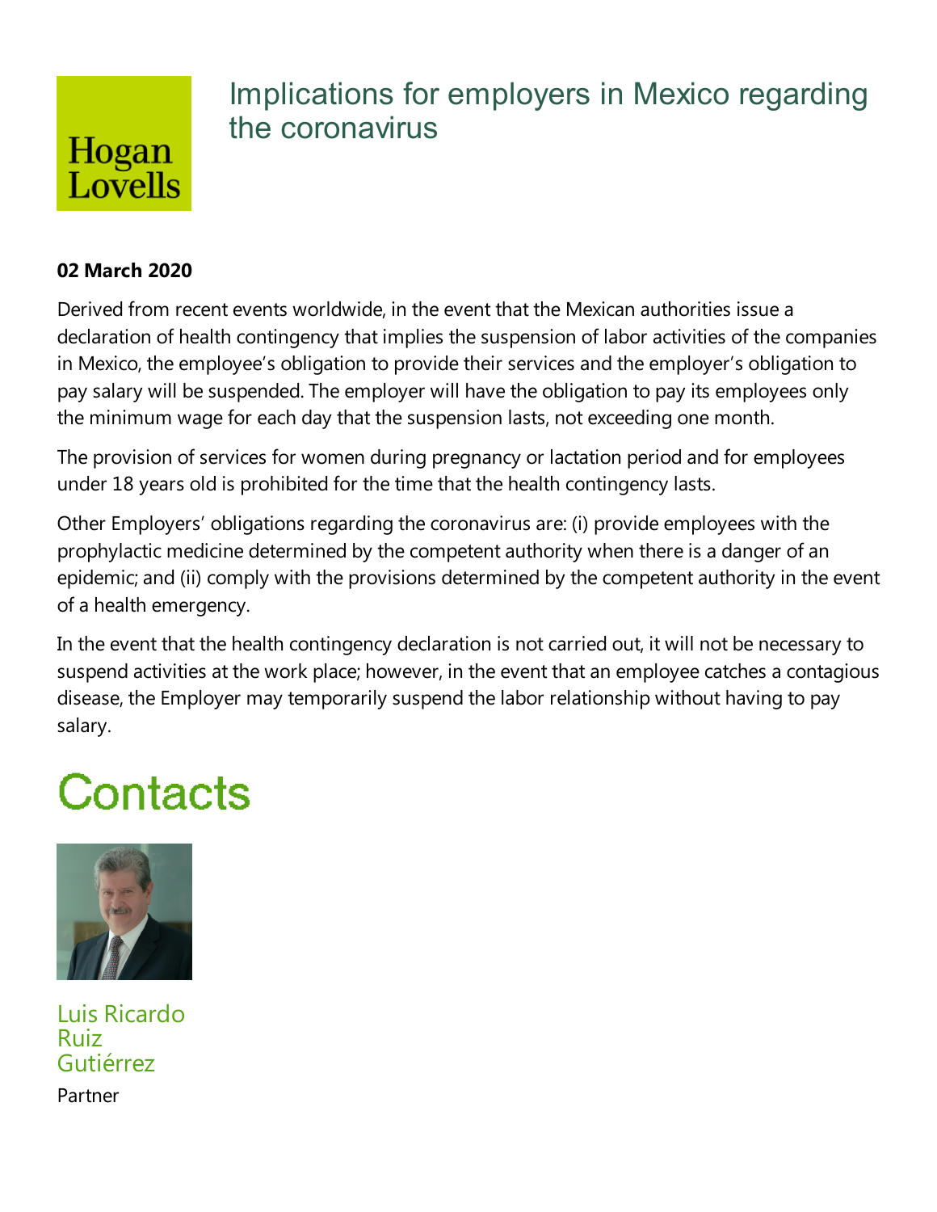# Implications for employers in Mexico regarding the coronavirus

**02 March 2020**

Derived from recent events worldwide, in the event that the Mexican authorities issue a declaration of health contingency that implies the suspension of labor activities of the companies in Mexico, the employee's obligation to provide their services and the employer's obligation to pay salary will be suspended. The employer will have the obligation to pay its employees only the minimum wage for each day that the suspension lasts, not exceeding one month.

The provision of services for women during pregnancy or lactation period and for employees under 18 years old is prohibited for the time that the health contingency lasts.

Other Employers' obligations regarding the coronavirus are: (i) provide employees with the prophylactic medicine determined by the competent authority when there is a danger of an epidemic; and (ii) comply with the provisions determined by the competent authority in the event of a health emergency.

In the event that the health contingency declaration is not carried out, it will not be necessary to suspend activities at the work place; however, in the event that an employee catches a contagious disease, the Employer may temporarily suspend the labor relationship without having to pay salary.

# Contacts

Luis Ricardo Ruiz Gutiérrez

Partner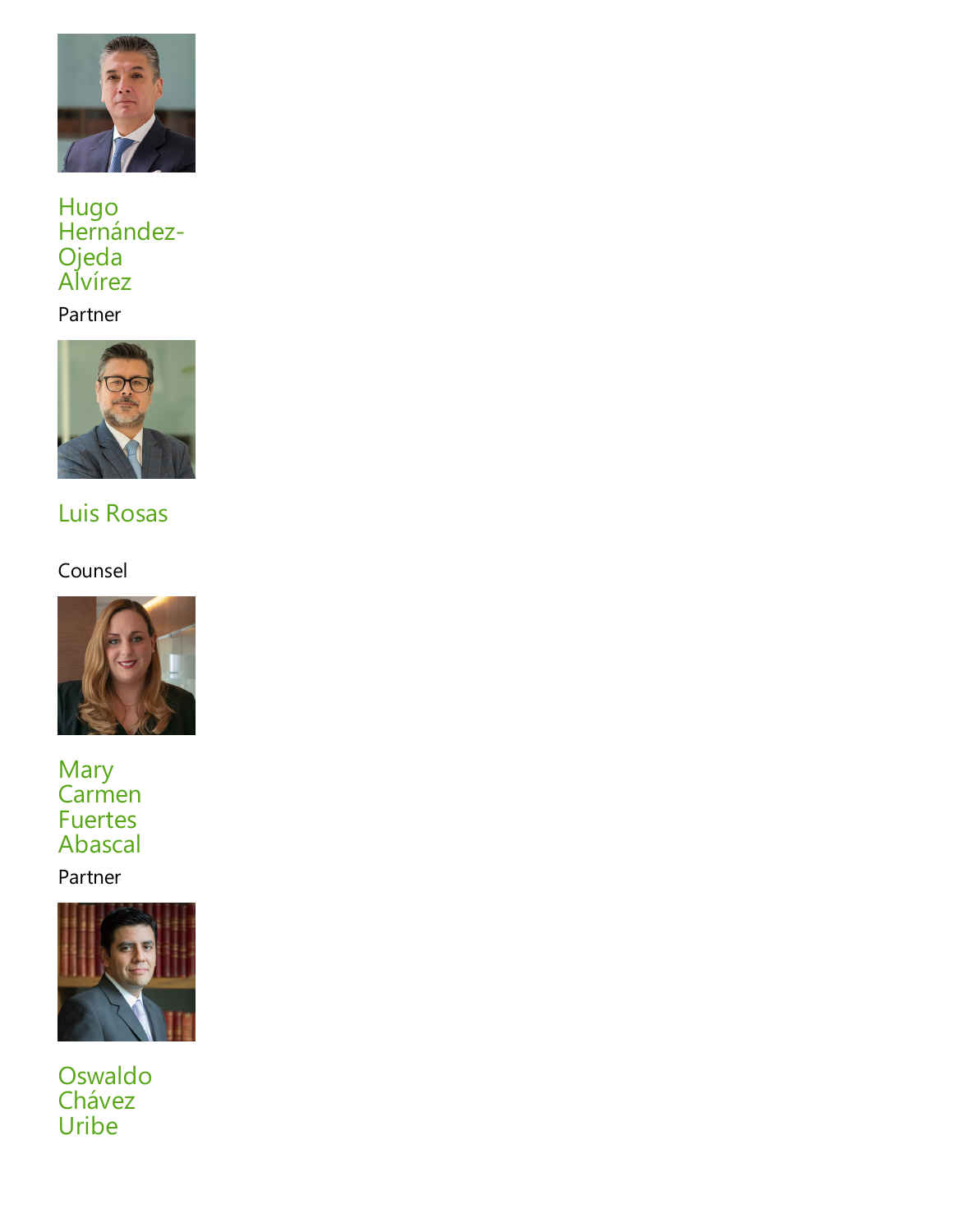Hugo Hernández-Ojeda Alvírez

Partner

Luis Rosas

Counsel

Mary Carmen Fuertes Abascal

Partner

Oswaldo Chávez Uribe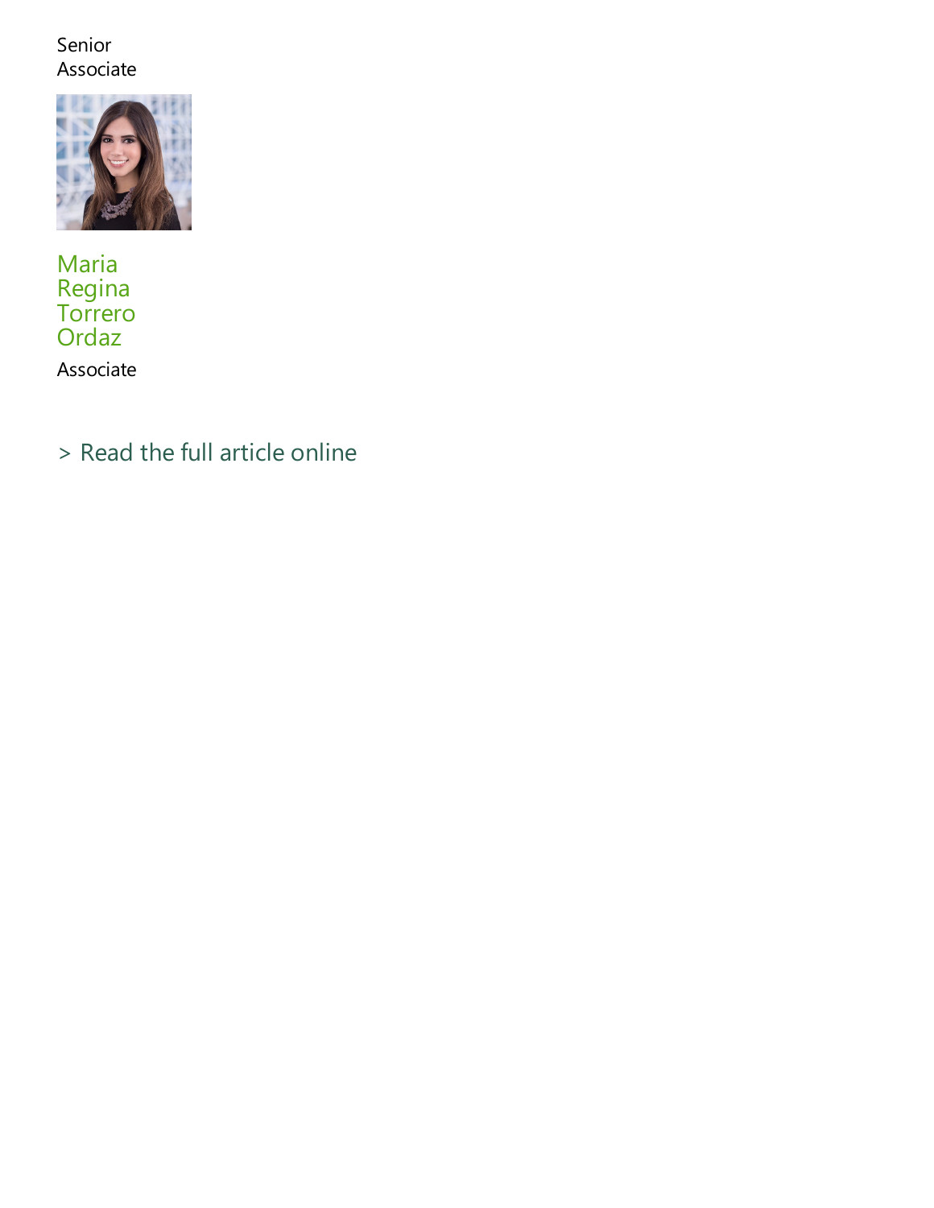Senior Associate

Maria Regina Torrero Ordaz

Associate

> Read the full article online